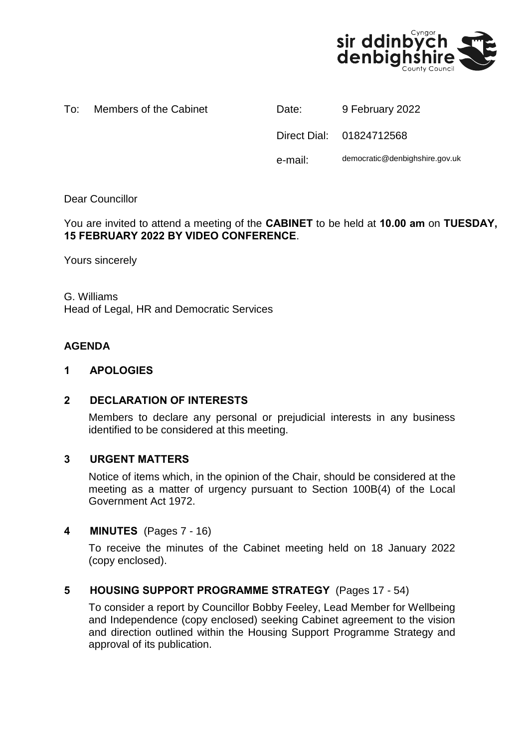To: Members of the Cabinet

| | |
|---|---|
| Date: | 9 February 2022 |
| Direct Dial: | 01824712568 |
| e-mail: | democratic@denbighshire.gov.uk |

Dear Councillor

You are invited to attend a meeting of the **CABINET** to be held at **10.00 am** on **TUESDAY, 15 FEBRUARY 2022 BY VIDEO CONFERENCE**.

Yours sincerely

G. Williams
Head of Legal, HR and Democratic Services

## AGENDA

### 1 APOLOGIES

### 2 DECLARATION OF INTERESTS

Members to declare any personal or prejudicial interests in any business identified to be considered at this meeting.

### 3 URGENT MATTERS

Notice of items which, in the opinion of the Chair, should be considered at the meeting as a matter of urgency pursuant to Section 100B(4) of the Local Government Act 1972.

### 4 MINUTES (Pages 7 - 16)

To receive the minutes of the Cabinet meeting held on 18 January 2022 (copy enclosed).

### 5 HOUSING SUPPORT PROGRAMME STRATEGY (Pages 17 - 54)

To consider a report by Councillor Bobby Feeley, Lead Member for Wellbeing and Independence (copy enclosed) seeking Cabinet agreement to the vision and direction outlined within the Housing Support Programme Strategy and approval of its publication.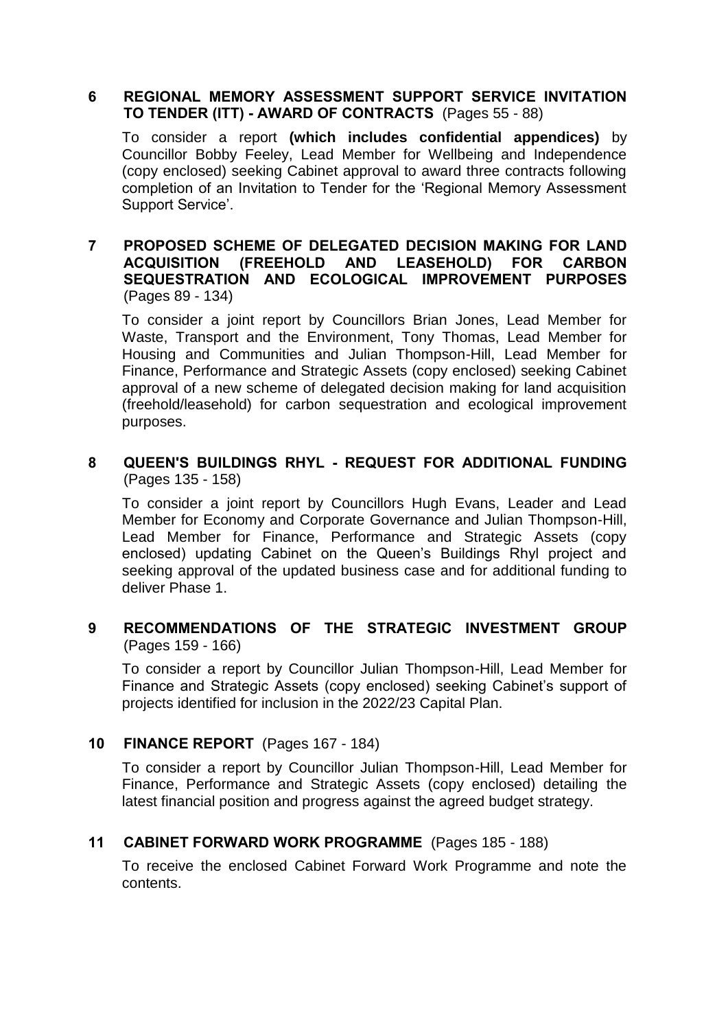## 6 REGIONAL MEMORY ASSESSMENT SUPPORT SERVICE INVITATION TO TENDER (ITT) - AWARD OF CONTRACTS (Pages 55 - 88)

To consider a report **(which includes confidential appendices)** by Councillor Bobby Feeley, Lead Member for Wellbeing and Independence (copy enclosed) seeking Cabinet approval to award three contracts following completion of an Invitation to Tender for the 'Regional Memory Assessment Support Service'.

## 7 PROPOSED SCHEME OF DELEGATED DECISION MAKING FOR LAND ACQUISITION (FREEHOLD AND LEASEHOLD) FOR CARBON SEQUESTRATION AND ECOLOGICAL IMPROVEMENT PURPOSES (Pages 89 - 134)

To consider a joint report by Councillors Brian Jones, Lead Member for Waste, Transport and the Environment, Tony Thomas, Lead Member for Housing and Communities and Julian Thompson-Hill, Lead Member for Finance, Performance and Strategic Assets (copy enclosed) seeking Cabinet approval of a new scheme of delegated decision making for land acquisition (freehold/leasehold) for carbon sequestration and ecological improvement purposes.

## 8 QUEEN'S BUILDINGS RHYL - REQUEST FOR ADDITIONAL FUNDING (Pages 135 - 158)

To consider a joint report by Councillors Hugh Evans, Leader and Lead Member for Economy and Corporate Governance and Julian Thompson-Hill, Lead Member for Finance, Performance and Strategic Assets (copy enclosed) updating Cabinet on the Queen's Buildings Rhyl project and seeking approval of the updated business case and for additional funding to deliver Phase 1.

## 9 RECOMMENDATIONS OF THE STRATEGIC INVESTMENT GROUP (Pages 159 - 166)

To consider a report by Councillor Julian Thompson-Hill, Lead Member for Finance and Strategic Assets (copy enclosed) seeking Cabinet's support of projects identified for inclusion in the 2022/23 Capital Plan.

## 10 FINANCE REPORT (Pages 167 - 184)

To consider a report by Councillor Julian Thompson-Hill, Lead Member for Finance, Performance and Strategic Assets (copy enclosed) detailing the latest financial position and progress against the agreed budget strategy.

## 11 CABINET FORWARD WORK PROGRAMME (Pages 185 - 188)

To receive the enclosed Cabinet Forward Work Programme and note the contents.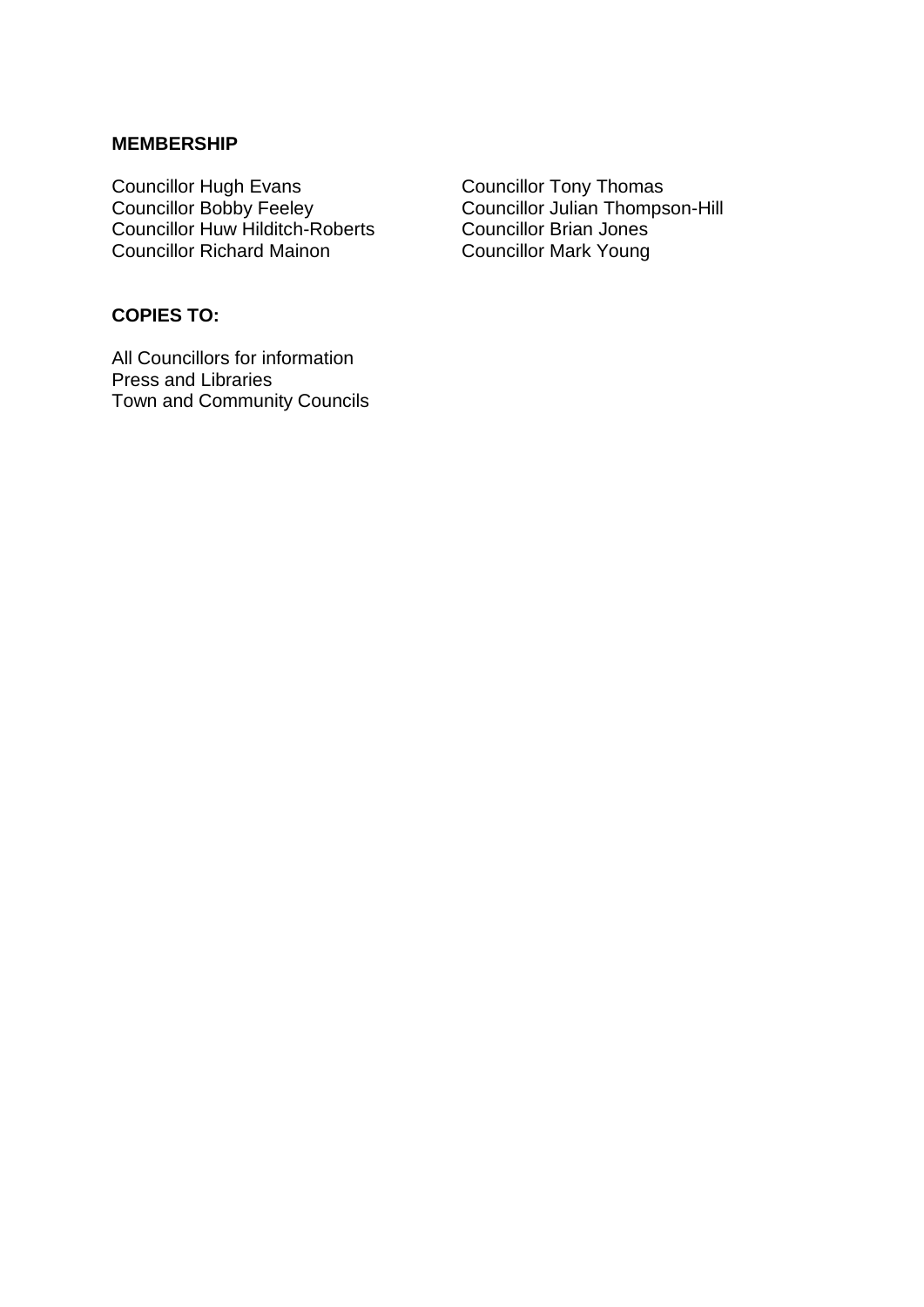**MEMBERSHIP**

Councillor Hugh Evans
Councillor Bobby Feeley
Councillor Huw Hilditch-Roberts
Councillor Richard Mainon
Councillor Tony Thomas
Councillor Julian Thompson-Hill
Councillor Brian Jones
Councillor Mark Young

**COPIES TO:**

All Councillors for information
Press and Libraries
Town and Community Councils